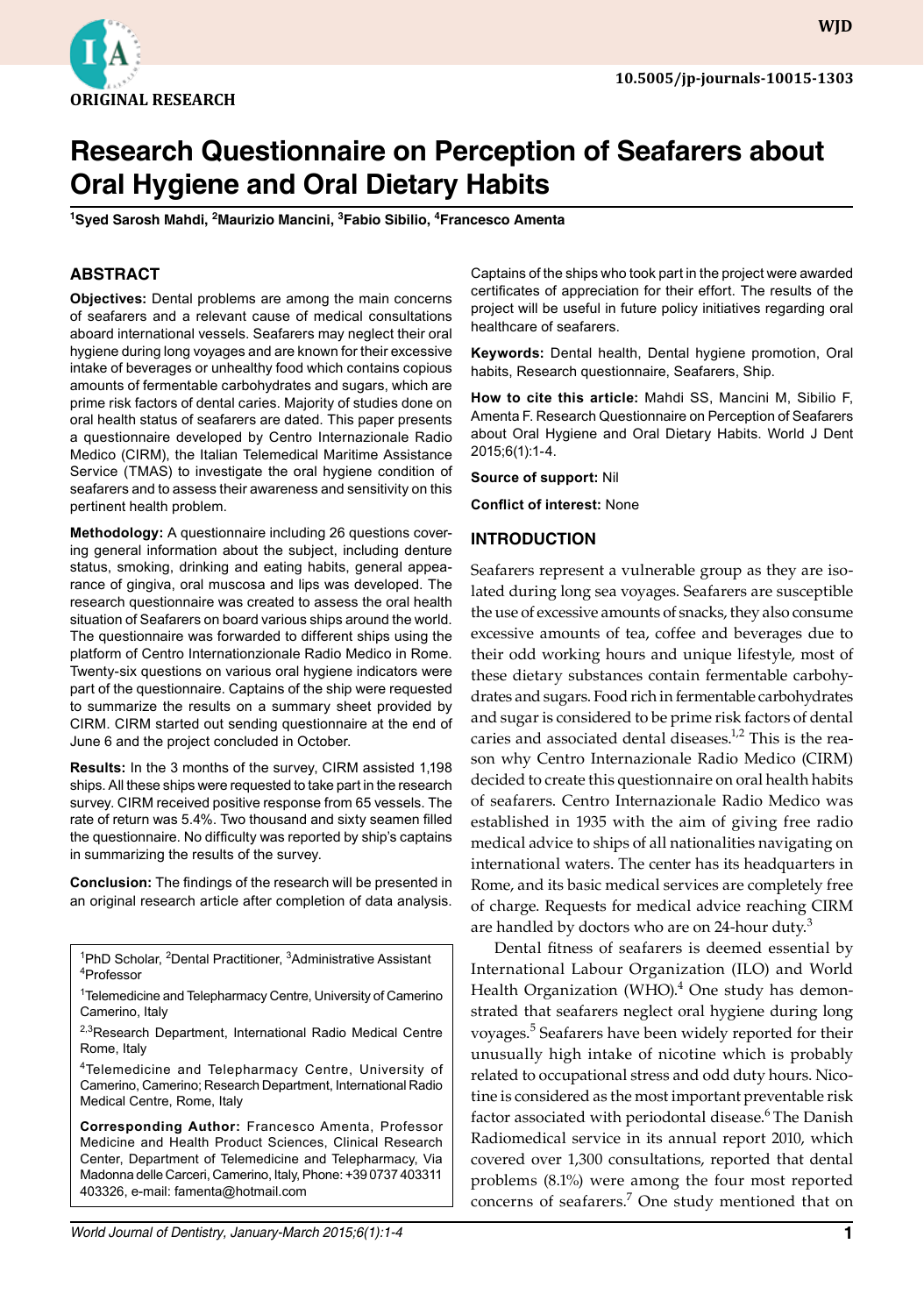ORIGINAL RESEARCH

10.5005/jp-journals-10015-1303

# Research Questionnaire on Perception of Seafarers about Oral Hygiene and Oral Dietary Habits

[1]Syed Sarosh Mahdi, [2]Maurizio Mancini, [3]Fabio Sibilio, [4]Francesco Amenta

## ABSTRACT

**Objectives:** Dental problems are among the main concerns of seafarers and a relevant cause of medical consultations aboard international vessels. Seafarers may neglect their oral hygiene during long voyages and are known for their excessive intake of beverages or unhealthy food which contains copious amounts of fermentable carbohydrates and sugars, which are prime risk factors of dental caries. Majority of studies done on oral health status of seafarers are dated. This paper presents a questionnaire developed by Centro Internazionale Radio Medico (CIRM), the Italian Telemedical Maritime Assistance Service (TMAS) to investigate the oral hygiene condition of seafarers and to assess their awareness and sensitivity on this pertinent health problem.

**Methodology:** A questionnaire including 26 questions covering general information about the subject, including denture status, smoking, drinking and eating habits, general appearance of gingiva, oral muscosa and lips was developed. The research questionnaire was created to assess the oral health situation of Seafarers on board various ships around the world. The questionnaire was forwarded to different ships using the platform of Centro Internationzionale Radio Medico in Rome. Twenty-six questions on various oral hygiene indicators were part of the questionnaire. Captains of the ship were requested to summarize the results on a summary sheet provided by CIRM. CIRM started out sending questionnaire at the end of June 6 and the project concluded in October.

**Results:** In the 3 months of the survey, CIRM assisted 1,198 ships. All these ships were requested to take part in the research survey. CIRM received positive response from 65 vessels. The rate of return was 5.4%. Two thousand and sixty seamen filled the questionnaire. No difficulty was reported by ship's captains in summarizing the results of the survey.

**Conclusion:** The findings of the research will be presented in an original research article after completion of data analysis. Captains of the ships who took part in the project were awarded certificates of appreciation for their effort. The results of the project will be useful in future policy initiatives regarding oral healthcare of seafarers.

**Keywords:** Dental health, Dental hygiene promotion, Oral habits, Research questionnaire, Seafarers, Ship.

**How to cite this article:** Mahdi SS, Mancini M, Sibilio F, Amenta F. Research Questionnaire on Perception of Seafarers about Oral Hygiene and Oral Dietary Habits. World J Dent 2015;6(1):1-4.

**Source of support:** Nil

**Conflict of interest:** None

---

[1]PhD Scholar, [2]Dental Practitioner, [3]Administrative Assistant [4]Professor

[1]Telemedicine and Telepharmacy Centre, University of Camerino Camerino, Italy

[2,3]Research Department, International Radio Medical Centre Rome, Italy

[4]Telemedicine and Telepharmacy Centre, University of Camerino, Camerino; Research Department, International Radio Medical Centre, Rome, Italy

**Corresponding Author:** Francesco Amenta, Professor Medicine and Health Product Sciences, Clinical Research Center, Department of Telemedicine and Telepharmacy, Via Madonna delle Carceri, Camerino, Italy, Phone: +39 0737 403311 403326, e-mail: famenta@hotmail.com

---

## INTRODUCTION

Seafarers represent a vulnerable group as they are isolated during long sea voyages. Seafarers are susceptible the use of excessive amounts of snacks, they also consume excessive amounts of tea, coffee and beverages due to their odd working hours and unique lifestyle, most of these dietary substances contain fermentable carbohydrates and sugars. Food rich in fermentable carbohydrates and sugar is considered to be prime risk factors of dental caries and associated dental diseases.[1,2] This is the reason why Centro Internazionale Radio Medico (CIRM) decided to create this questionnaire on oral health habits of seafarers. Centro Internazionale Radio Medico was established in 1935 with the aim of giving free radio medical advice to ships of all nationalities navigating on international waters. The center has its headquarters in Rome, and its basic medical services are completely free of charge. Requests for medical advice reaching CIRM are handled by doctors who are on 24-hour duty.[3]

Dental fitness of seafarers is deemed essential by International Labour Organization (ILO) and World Health Organization (WHO).[4] One study has demonstrated that seafarers neglect oral hygiene during long voyages.[5] Seafarers have been widely reported for their unusually high intake of nicotine which is probably related to occupational stress and odd duty hours. Nicotine is considered as the most important preventable risk factor associated with periodontal disease.[6] The Danish Radiomedical service in its annual report 2010, which covered over 1,300 consultations, reported that dental problems (8.1%) were among the four most reported concerns of seafarers.[7] One study mentioned that on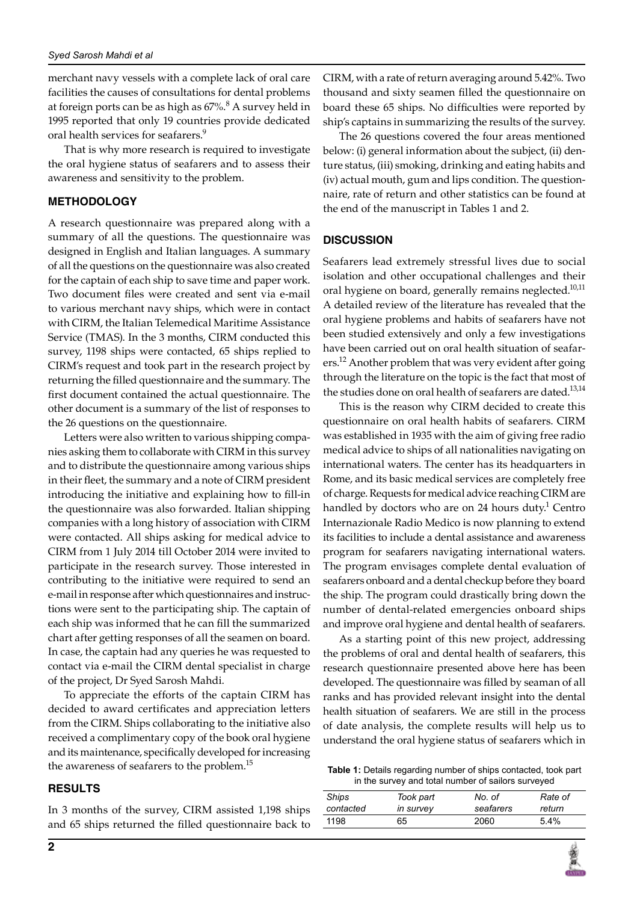merchant navy vessels with a complete lack of oral care facilities the causes of consultations for dental problems at foreign ports can be as high as 67%.[8] A survey held in 1995 reported that only 19 countries provide dedicated oral health services for seafarers.[9]

That is why more research is required to investigate the oral hygiene status of seafarers and to assess their awareness and sensitivity to the problem.

## METHODOLOGY

A research questionnaire was prepared along with a summary of all the questions. The questionnaire was designed in English and Italian languages. A summary of all the questions on the questionnaire was also created for the captain of each ship to save time and paper work. Two document files were created and sent via e-mail to various merchant navy ships, which were in contact with CIRM, the Italian Telemedical Maritime Assistance Service (TMAS). In the 3 months, CIRM conducted this survey, 1198 ships were contacted, 65 ships replied to CIRM's request and took part in the research project by returning the filled questionnaire and the summary. The first document contained the actual questionnaire. The other document is a summary of the list of responses to the 26 questions on the questionnaire.

Letters were also written to various shipping companies asking them to collaborate with CIRM in this survey and to distribute the questionnaire among various ships in their fleet, the summary and a note of CIRM president introducing the initiative and explaining how to fill-in the questionnaire was also forwarded. Italian shipping companies with a long history of association with CIRM were contacted. All ships asking for medical advice to CIRM from 1 July 2014 till October 2014 were invited to participate in the research survey. Those interested in contributing to the initiative were required to send an e-mail in response after which questionnaires and instructions were sent to the participating ship. The captain of each ship was informed that he can fill the summarized chart after getting responses of all the seamen on board. In case, the captain had any queries he was requested to contact via e-mail the CIRM dental specialist in charge of the project, Dr Syed Sarosh Mahdi.

To appreciate the efforts of the captain CIRM has decided to award certificates and appreciation letters from the CIRM. Ships collaborating to the initiative also received a complimentary copy of the book oral hygiene and its maintenance, specifically developed for increasing the awareness of seafarers to the problem.[15]

## RESULTS

In 3 months of the survey, CIRM assisted 1,198 ships and 65 ships returned the filled questionnaire back to CIRM, with a rate of return averaging around 5.42%. Two thousand and sixty seamen filled the questionnaire on board these 65 ships. No difficulties were reported by ship's captains in summarizing the results of the survey.

The 26 questions covered the four areas mentioned below: (i) general information about the subject, (ii) denture status, (iii) smoking, drinking and eating habits and (iv) actual mouth, gum and lips condition. The questionnaire, rate of return and other statistics can be found at the end of the manuscript in Tables 1 and 2.

## DISCUSSION

Seafarers lead extremely stressful lives due to social isolation and other occupational challenges and their oral hygiene on board, generally remains neglected.[10,11] A detailed review of the literature has revealed that the oral hygiene problems and habits of seafarers have not been studied extensively and only a few investigations have been carried out on oral health situation of seafarers.[12] Another problem that was very evident after going through the literature on the topic is the fact that most of the studies done on oral health of seafarers are dated.[13,14]

This is the reason why CIRM decided to create this questionnaire on oral health habits of seafarers. CIRM was established in 1935 with the aim of giving free radio medical advice to ships of all nationalities navigating on international waters. The center has its headquarters in Rome, and its basic medical services are completely free of charge. Requests for medical advice reaching CIRM are handled by doctors who are on 24 hours duty.[1] Centro Internazionale Radio Medico is now planning to extend its facilities to include a dental assistance and awareness program for seafarers navigating international waters. The program envisages complete dental evaluation of seafarers onboard and a dental checkup before they board the ship. The program could drastically bring down the number of dental-related emergencies onboard ships and improve oral hygiene and dental health of seafarers.

As a starting point of this new project, addressing the problems of oral and dental health of seafarers, this research questionnaire presented above here has been developed. The questionnaire was filled by seaman of all ranks and has provided relevant insight into the dental health situation of seafarers. We are still in the process of date analysis, the complete results will help us to understand the oral hygiene status of seafarers which in

**Table 1:** Details regarding number of ships contacted, took part in the survey and total number of sailors surveyed

| *Ships contacted* | *Took part in survey* | *No. of seafarers* | *Rate of return* |
| --- | --- | --- | --- |
| 1198 | 65 | 2060 | 5.4% |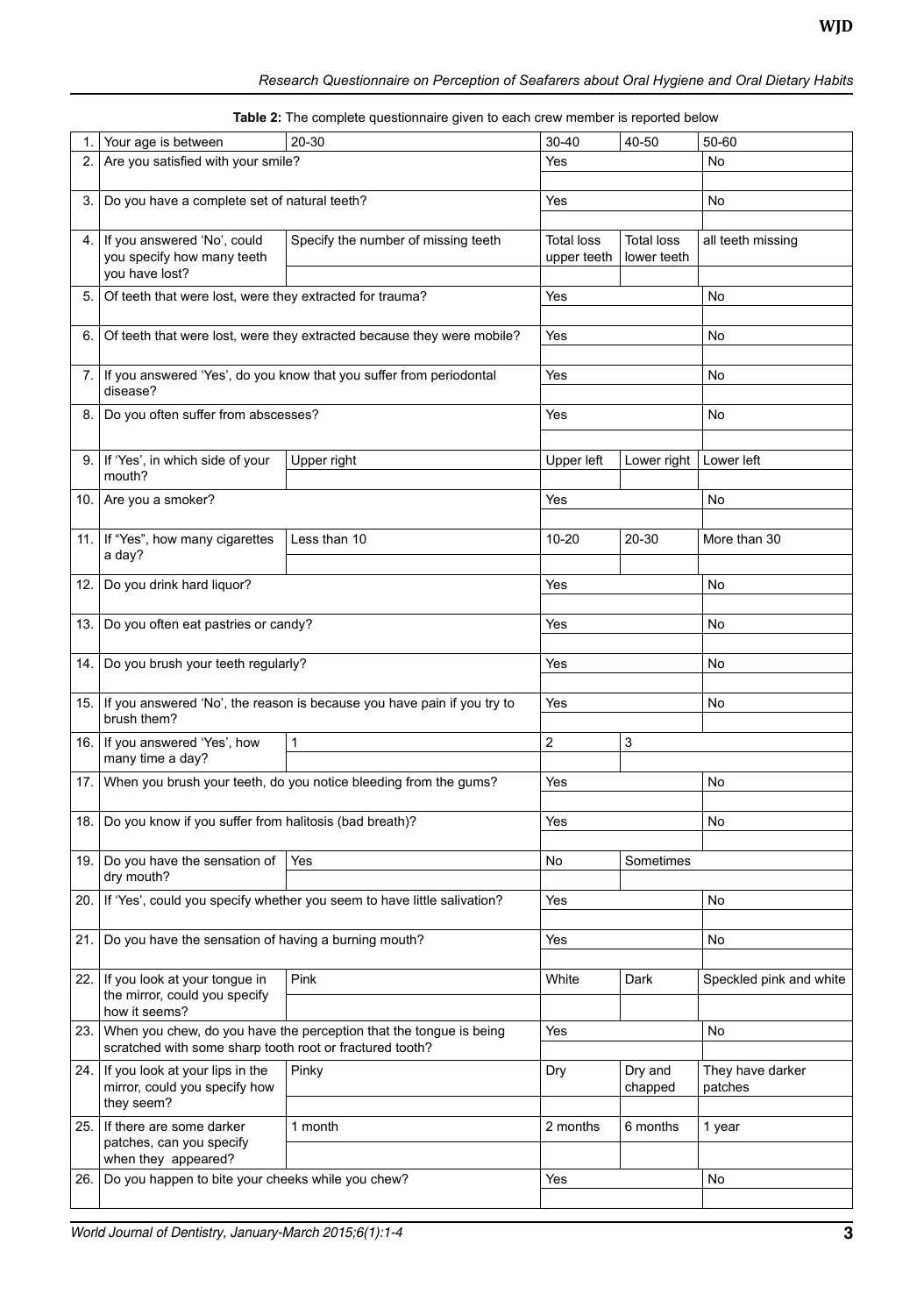**Table 2:** The complete questionnaire given to each crew member is reported below

| | | | | | |
|---|---|---|---|---|---|
| 1. | Your age is between | 20-30 | 30-40 | 40-50 | 50-60 |
| 2. | Are you satisfied with your smile? | | Yes | | No |
| 3. | Do you have a complete set of natural teeth? | | Yes | | No |
| 4. | If you answered 'No', could you specify how many teeth you have lost? | Specify the number of missing teeth | Total loss upper teeth | Total loss lower teeth | all teeth missing |
| 5. | Of teeth that were lost, were they extracted for trauma? | | Yes | | No |
| 6. | Of teeth that were lost, were they extracted because they were mobile? | | Yes | | No |
| 7. | If you answered 'Yes', do you know that you suffer from periodontal disease? | | Yes | | No |
| 8. | Do you often suffer from abscesses? | | Yes | | No |
| 9. | If 'Yes', in which side of your mouth? | Upper right | Upper left | Lower right | Lower left |
| 10. | Are you a smoker? | | Yes | | No |
| 11. | If "Yes", how many cigarettes a day? | Less than 10 | 10-20 | 20-30 | More than 30 |
| 12. | Do you drink hard liquor? | | Yes | | No |
| 13. | Do you often eat pastries or candy? | | Yes | | No |
| 14. | Do you brush your teeth regularly? | | Yes | | No |
| 15. | If you answered 'No', the reason is because you have pain if you try to brush them? | | Yes | | No |
| 16. | If you answered 'Yes', how many time a day? | 1 | 2 | 3 | |
| 17. | When you brush your teeth, do you notice bleeding from the gums? | | Yes | | No |
| 18. | Do you know if you suffer from halitosis (bad breath)? | | Yes | | No |
| 19. | Do you have the sensation of dry mouth? | Yes | No | Sometimes | |
| 20. | If 'Yes', could you specify whether you seem to have little salivation? | | Yes | | No |
| 21. | Do you have the sensation of having a burning mouth? | | Yes | | No |
| 22. | If you look at your tongue in the mirror, could you specify how it seems? | Pink | White | Dark | Speckled pink and white |
| 23. | When you chew, do you have the perception that the tongue is being scratched with some sharp tooth root or fractured tooth? | | Yes | | No |
| 24. | If you look at your lips in the mirror, could you specify how they seem? | Pinky | Dry | Dry and chapped | They have darker patches |
| 25. | If there are some darker patches, can you specify when they appeared? | 1 month | 2 months | 6 months | 1 year |
| 26. | Do you happen to bite your cheeks while you chew? | | Yes | | No |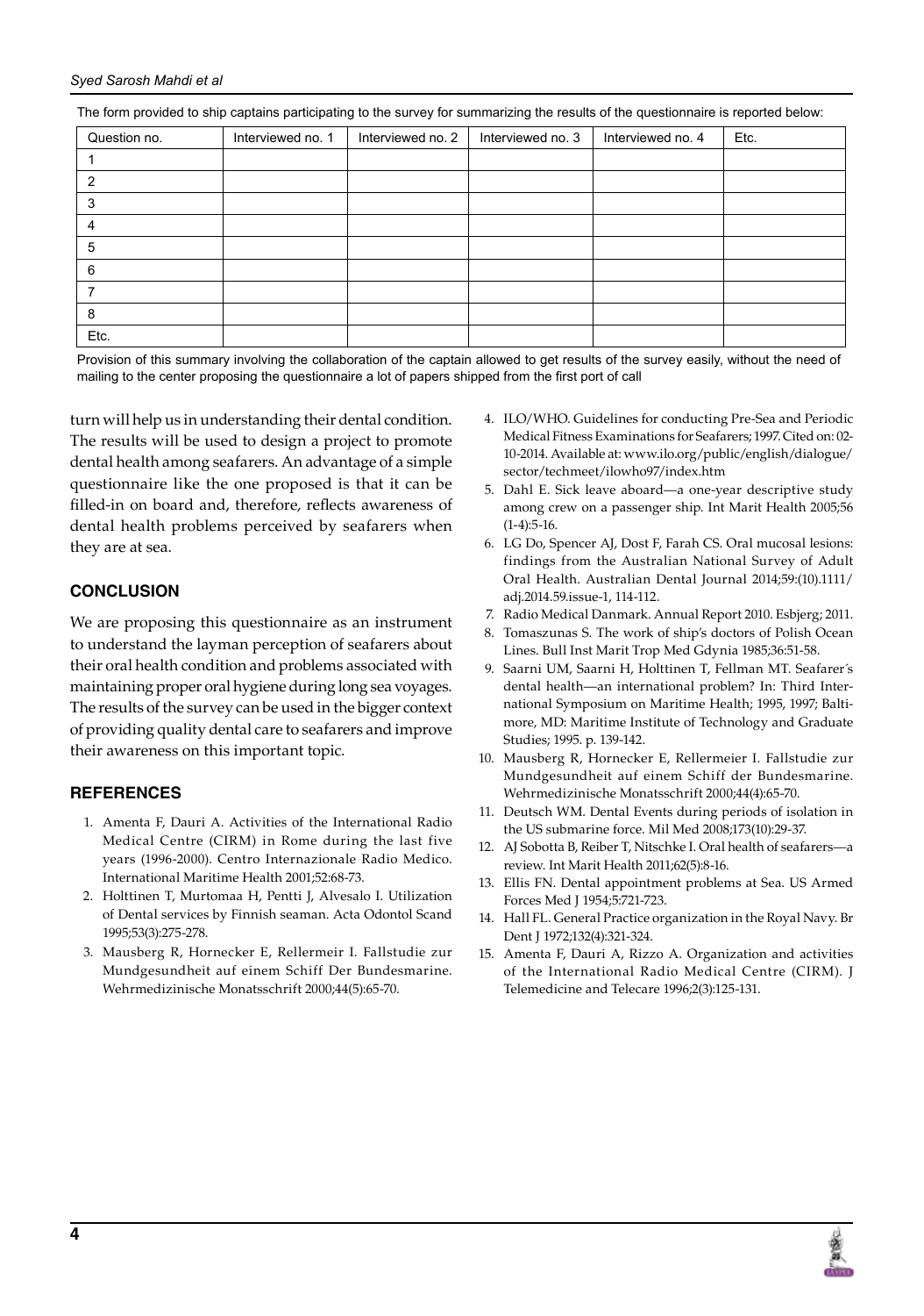The form provided to ship captains participating to the survey for summarizing the results of the questionnaire is reported below:

| Question no. | Interviewed no. 1 | Interviewed no. 2 | Interviewed no. 3 | Interviewed no. 4 | Etc. |
| --- | --- | --- | --- | --- | --- |
| 1 | | | | | |
| 2 | | | | | |
| 3 | | | | | |
| 4 | | | | | |
| 5 | | | | | |
| 6 | | | | | |
| 7 | | | | | |
| 8 | | | | | |
| Etc. | | | | | |

Provision of this summary involving the collaboration of the captain allowed to get results of the survey easily, without the need of mailing to the center proposing the questionnaire a lot of papers shipped from the first port of call

turn will help us in understanding their dental condition. The results will be used to design a project to promote dental health among seafarers. An advantage of a simple questionnaire like the one proposed is that it can be filled-in on board and, therefore, reflects awareness of dental health problems perceived by seafarers when they are at sea.

## CONCLUSION

We are proposing this questionnaire as an instrument to understand the layman perception of seafarers about their oral health condition and problems associated with maintaining proper oral hygiene during long sea voyages. The results of the survey can be used in the bigger context of providing quality dental care to seafarers and improve their awareness on this important topic.

## REFERENCES

1. Amenta F, Dauri A. Activities of the International Radio Medical Centre (CIRM) in Rome during the last five years (1996-2000). Centro Internazionale Radio Medico. International Maritime Health 2001;52:68-73.
2. Holttinen T, Murtomaa H, Pentti J, Alvesalo I. Utilization of Dental services by Finnish seaman. Acta Odontol Scand 1995;53(3):275-278.
3. Mausberg R, Hornecker E, Rellermeir I. Fallstudie zur Mundgesundheit auf einem Schiff Der Bundesmarine. Wehrmedizinische Monatsschrift 2000;44(5):65-70.
4. ILO/WHO. Guidelines for conducting Pre-Sea and Periodic Medical Fitness Examinations for Seafarers; 1997. Cited on: 02-10-2014. Available at: www.ilo.org/public/english/dialogue/sector/techmeet/ilowho97/index.htm
5. Dahl E. Sick leave aboard—a one-year descriptive study among crew on a passenger ship. Int Marit Health 2005;56 (1-4):5-16.
6. LG Do, Spencer AJ, Dost F, Farah CS. Oral mucosal lesions: findings from the Australian National Survey of Adult Oral Health. Australian Dental Journal 2014;59:(10).1111/adj.2014.59.issue-1, 114-112.
7. Radio Medical Danmark. Annual Report 2010. Esbjerg; 2011.
8. Tomaszunas S. The work of ship's doctors of Polish Ocean Lines. Bull Inst Marit Trop Med Gdynia 1985;36:51-58.
9. Saarni UM, Saarni H, Holttinen T, Fellman MT. Seafarer´s dental health—an international problem? In: Third International Symposium on Maritime Health; 1995, 1997; Baltimore, MD: Maritime Institute of Technology and Graduate Studies; 1995. p. 139-142.
10. Mausberg R, Hornecker E, Rellermeier I. Fallstudie zur Mundgesundheit auf einem Schiff der Bundesmarine. Wehrmedizinische Monatsschrift 2000;44(4):65-70.
11. Deutsch WM. Dental Events during periods of isolation in the US submarine force. Mil Med 2008;173(10):29-37.
12. AJ Sobotta B, Reiber T, Nitschke I. Oral health of seafarers—a review. Int Marit Health 2011;62(5):8-16.
13. Ellis FN. Dental appointment problems at Sea. US Armed Forces Med J 1954;5:721-723.
14. Hall FL. General Practice organization in the Royal Navy. Br Dent J 1972;132(4):321-324.
15. Amenta F, Dauri A, Rizzo A. Organization and activities of the International Radio Medical Centre (CIRM). J Telemedicine and Telecare 1996;2(3):125-131.